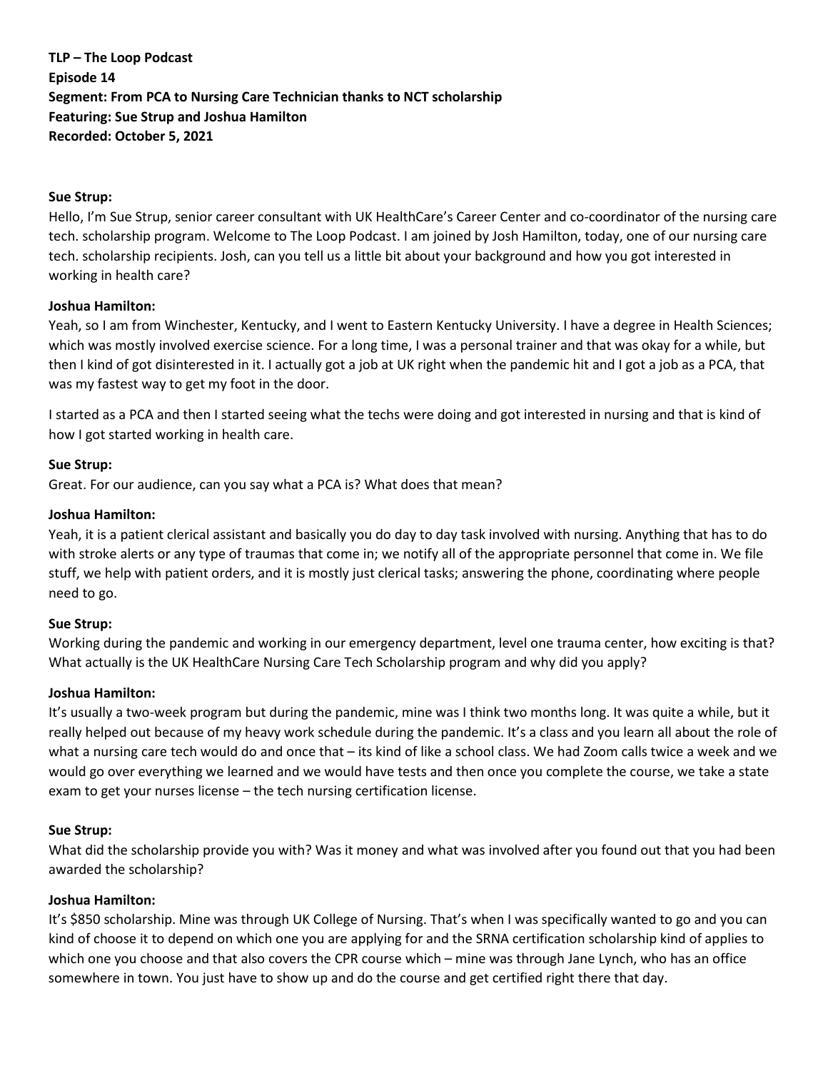**TLP – The Loop Podcast**
**Episode 14**
**Segment: From PCA to Nursing Care Technician thanks to NCT scholarship**
**Featuring: Sue Strup and Joshua Hamilton**
**Recorded: October 5, 2021**

**Sue Strup:**
Hello, I'm Sue Strup, senior career consultant with UK HealthCare's Career Center and co-coordinator of the nursing care tech. scholarship program. Welcome to The Loop Podcast. I am joined by Josh Hamilton, today, one of our nursing care tech. scholarship recipients. Josh, can you tell us a little bit about your background and how you got interested in working in health care?

**Joshua Hamilton:**
Yeah, so I am from Winchester, Kentucky, and I went to Eastern Kentucky University. I have a degree in Health Sciences; which was mostly involved exercise science. For a long time, I was a personal trainer and that was okay for a while, but then I kind of got disinterested in it. I actually got a job at UK right when the pandemic hit and I got a job as a PCA, that was my fastest way to get my foot in the door.

I started as a PCA and then I started seeing what the techs were doing and got interested in nursing and that is kind of how I got started working in health care.

**Sue Strup:**
Great. For our audience, can you say what a PCA is? What does that mean?

**Joshua Hamilton:**
Yeah, it is a patient clerical assistant and basically you do day to day task involved with nursing. Anything that has to do with stroke alerts or any type of traumas that come in; we notify all of the appropriate personnel that come in. We file stuff, we help with patient orders, and it is mostly just clerical tasks; answering the phone, coordinating where people need to go.

**Sue Strup:**
Working during the pandemic and working in our emergency department, level one trauma center, how exciting is that? What actually is the UK HealthCare Nursing Care Tech Scholarship program and why did you apply?

**Joshua Hamilton:**
It's usually a two-week program but during the pandemic, mine was I think two months long. It was quite a while, but it really helped out because of my heavy work schedule during the pandemic. It's a class and you learn all about the role of what a nursing care tech would do and once that – its kind of like a school class. We had Zoom calls twice a week and we would go over everything we learned and we would have tests and then once you complete the course, we take a state exam to get your nurses license – the tech nursing certification license.

**Sue Strup:**
What did the scholarship provide you with? Was it money and what was involved after you found out that you had been awarded the scholarship?

**Joshua Hamilton:**
It's $850 scholarship. Mine was through UK College of Nursing. That's when I was specifically wanted to go and you can kind of choose it to depend on which one you are applying for and the SRNA certification scholarship kind of applies to which one you choose and that also covers the CPR course which – mine was through Jane Lynch, who has an office somewhere in town. You just have to show up and do the course and get certified right there that day.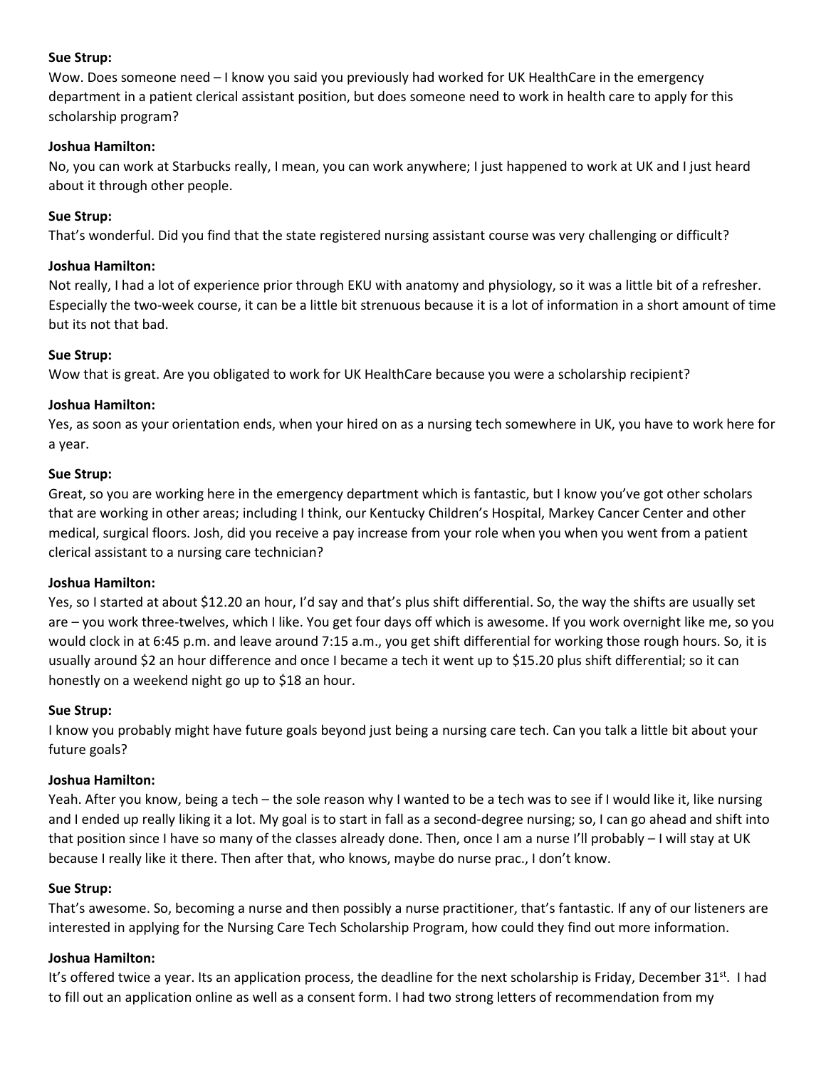**Sue Strup:**
Wow. Does someone need – I know you said you previously had worked for UK HealthCare in the emergency department in a patient clerical assistant position, but does someone need to work in health care to apply for this scholarship program?

**Joshua Hamilton:**
No, you can work at Starbucks really, I mean, you can work anywhere; I just happened to work at UK and I just heard about it through other people.

**Sue Strup:**
That's wonderful. Did you find that the state registered nursing assistant course was very challenging or difficult?

**Joshua Hamilton:**
Not really, I had a lot of experience prior through EKU with anatomy and physiology, so it was a little bit of a refresher. Especially the two-week course, it can be a little bit strenuous because it is a lot of information in a short amount of time but its not that bad.

**Sue Strup:**
Wow that is great. Are you obligated to work for UK HealthCare because you were a scholarship recipient?

**Joshua Hamilton:**
Yes, as soon as your orientation ends, when your hired on as a nursing tech somewhere in UK, you have to work here for a year.

**Sue Strup:**
Great, so you are working here in the emergency department which is fantastic, but I know you've got other scholars that are working in other areas; including I think, our Kentucky Children's Hospital, Markey Cancer Center and other medical, surgical floors. Josh, did you receive a pay increase from your role when you when you went from a patient clerical assistant to a nursing care technician?

**Joshua Hamilton:**
Yes, so I started at about $12.20 an hour, I'd say and that's plus shift differential. So, the way the shifts are usually set are – you work three-twelves, which I like. You get four days off which is awesome. If you work overnight like me, so you would clock in at 6:45 p.m. and leave around 7:15 a.m., you get shift differential for working those rough hours. So, it is usually around $2 an hour difference and once I became a tech it went up to $15.20 plus shift differential; so it can honestly on a weekend night go up to $18 an hour.

**Sue Strup:**
I know you probably might have future goals beyond just being a nursing care tech. Can you talk a little bit about your future goals?

**Joshua Hamilton:**
Yeah. After you know, being a tech – the sole reason why I wanted to be a tech was to see if I would like it, like nursing and I ended up really liking it a lot. My goal is to start in fall as a second-degree nursing; so, I can go ahead and shift into that position since I have so many of the classes already done. Then, once I am a nurse I'll probably – I will stay at UK because I really like it there. Then after that, who knows, maybe do nurse prac., I don't know.

**Sue Strup:**
That's awesome. So, becoming a nurse and then possibly a nurse practitioner, that's fantastic. If any of our listeners are interested in applying for the Nursing Care Tech Scholarship Program, how could they find out more information.

**Joshua Hamilton:**
It's offered twice a year. Its an application process, the deadline for the next scholarship is Friday, December 31st. I had to fill out an application online as well as a consent form. I had two strong letters of recommendation from my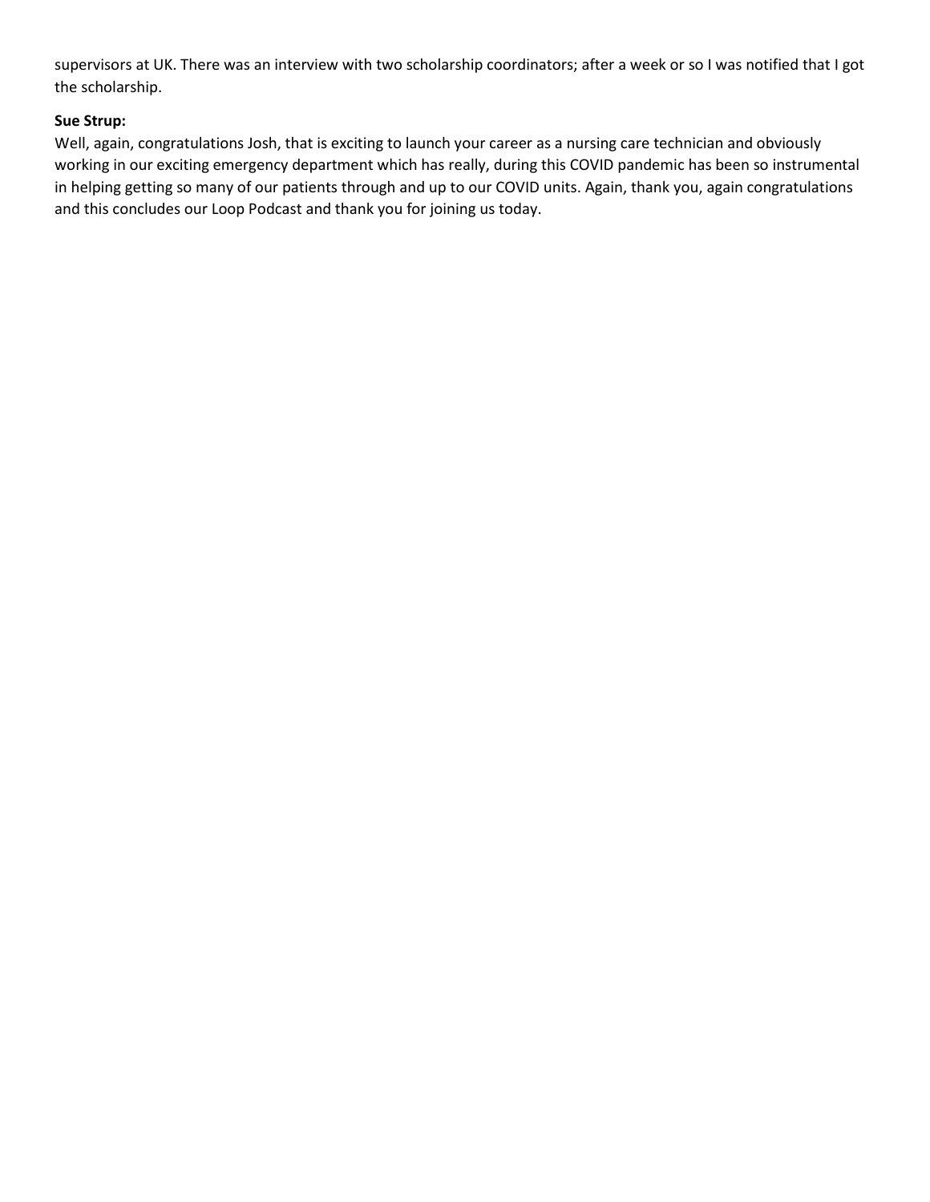supervisors at UK. There was an interview with two scholarship coordinators; after a week or so I was notified that I got the scholarship.

**Sue Strup:**
Well, again, congratulations Josh, that is exciting to launch your career as a nursing care technician and obviously working in our exciting emergency department which has really, during this COVID pandemic has been so instrumental in helping getting so many of our patients through and up to our COVID units. Again, thank you, again congratulations and this concludes our Loop Podcast and thank you for joining us today.